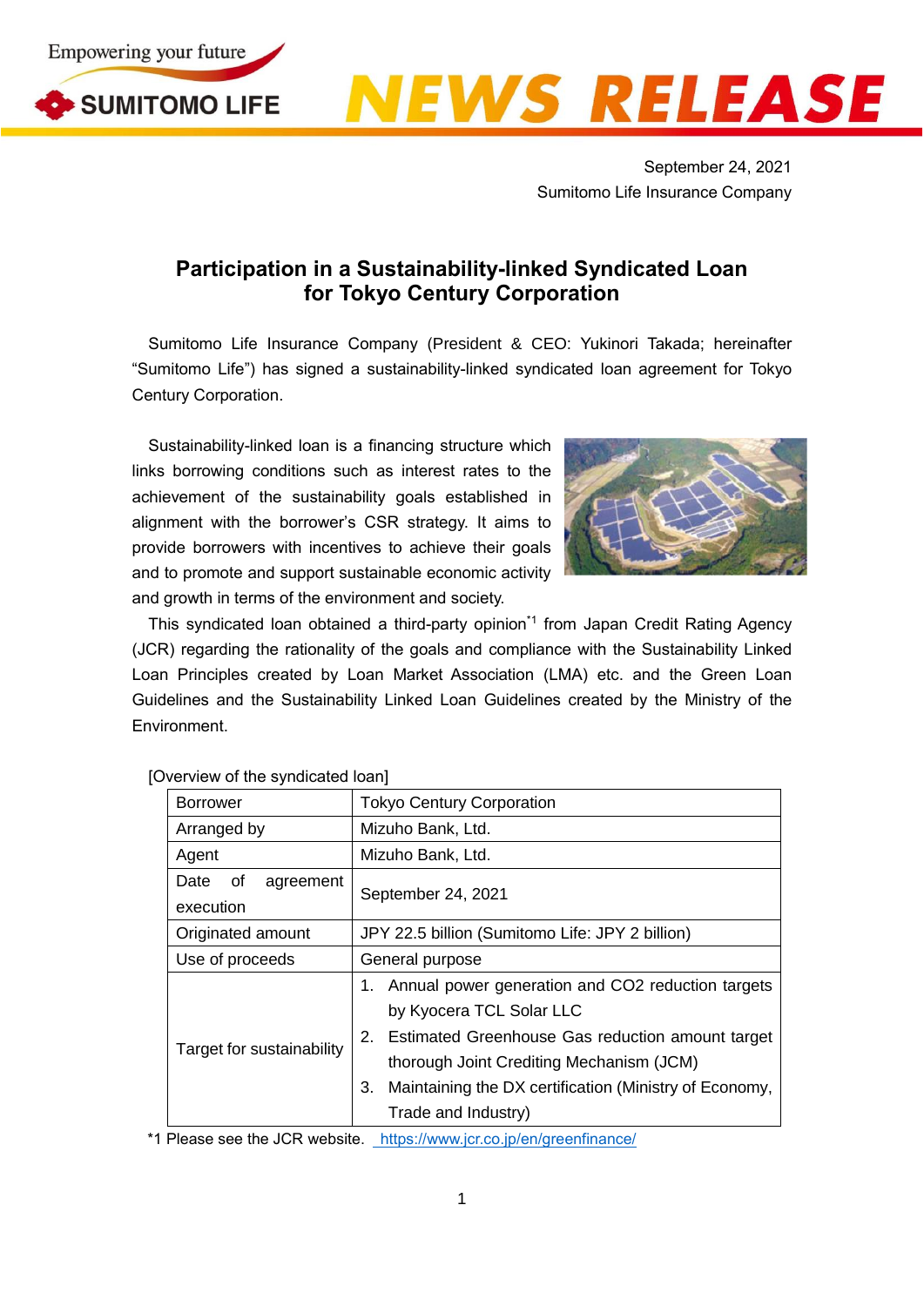September 24, 2021
Sumitomo Life Insurance Company

# Participation in a Sustainability-linked Syndicated Loan for Tokyo Century Corporation

Sumitomo Life Insurance Company (President & CEO: Yukinori Takada; hereinafter "Sumitomo Life") has signed a sustainability-linked syndicated loan agreement for Tokyo Century Corporation.

Sustainability-linked loan is a financing structure which links borrowing conditions such as interest rates to the achievement of the sustainability goals established in alignment with the borrower's CSR strategy. It aims to provide borrowers with incentives to achieve their goals and to promote and support sustainable economic activity and growth in terms of the environment and society.

This syndicated loan obtained a third-party opinion[*1] from Japan Credit Rating Agency (JCR) regarding the rationality of the goals and compliance with the Sustainability Linked Loan Principles created by Loan Market Association (LMA) etc. and the Green Loan Guidelines and the Sustainability Linked Loan Guidelines created by the Ministry of the Environment.

[Overview of the syndicated loan]

| | |
|---|---|
| Borrower | Tokyo Century Corporation |
| Arranged by | Mizuho Bank, Ltd. |
| Agent | Mizuho Bank, Ltd. |
| Date of agreement execution | September 24, 2021 |
| Originated amount | JPY 22.5 billion (Sumitomo Life: JPY 2 billion) |
| Use of proceeds | General purpose |
| Target for sustainability | 1. Annual power generation and CO2 reduction targets by Kyocera TCL Solar LLC<br>2. Estimated Greenhouse Gas reduction amount target thorough Joint Crediting Mechanism (JCM)<br>3. Maintaining the DX certification (Ministry of Economy, Trade and Industry) |

*1 Please see the JCR website. https://www.jcr.co.jp/en/greenfinance/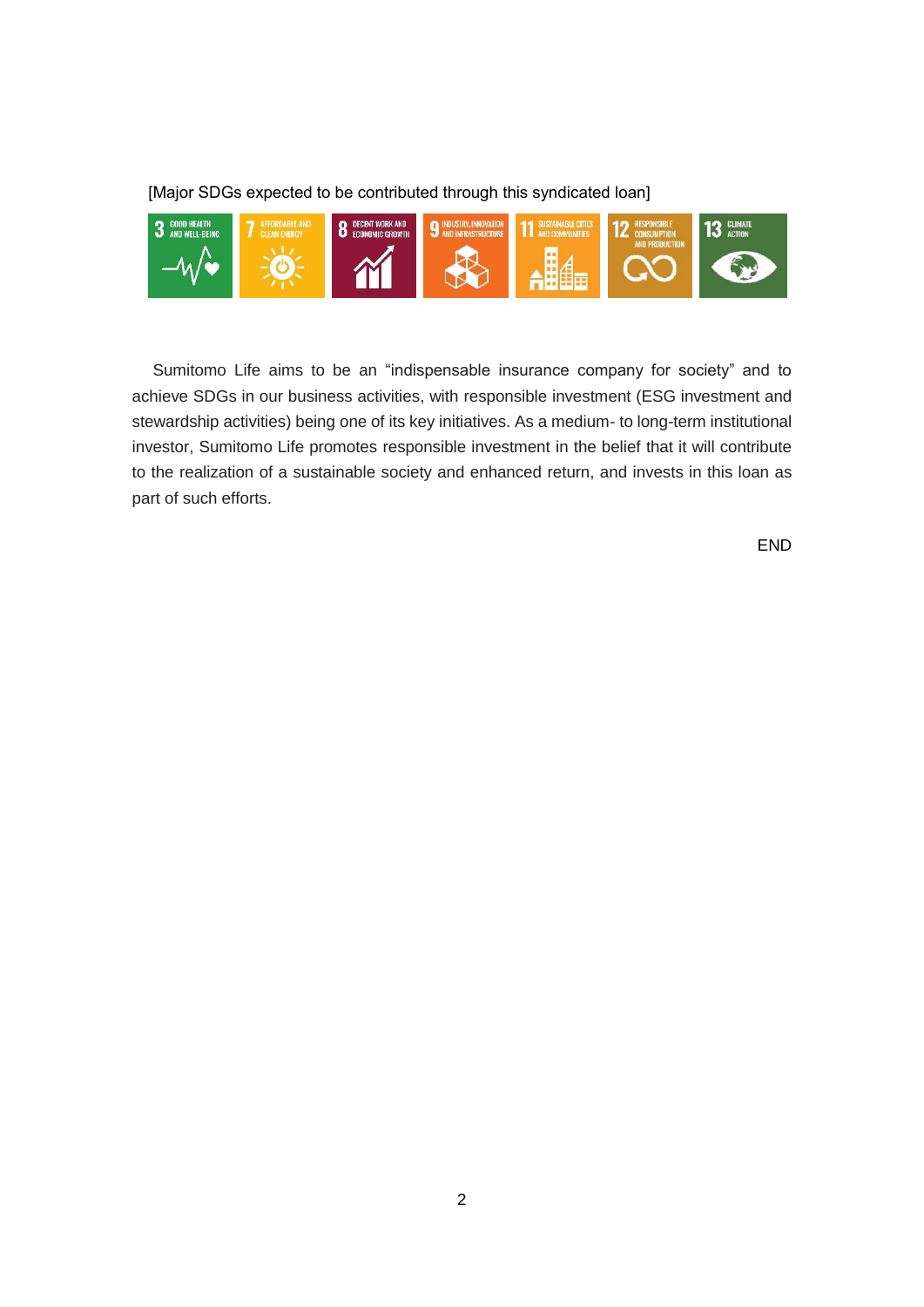[Major SDGs expected to be contributed through this syndicated loan]

3 GOOD HEALTH AND WELL-BEING

7 AFFORDABLE AND CLEAN ENERGY

8 DECENT WORK AND ECONOMIC GROWTH

9 INDUSTRY, INNOVATION AND INFRASTRUCTURE

11 SUSTAINABLE CITIES AND COMMUNITIES

12 RESPONSIBLE CONSUMPTION AND PRODUCTION

13 CLIMATE ACTION

Sumitomo Life aims to be an “indispensable insurance company for society” and to achieve SDGs in our business activities, with responsible investment (ESG investment and stewardship activities) being one of its key initiatives. As a medium- to long-term institutional investor, Sumitomo Life promotes responsible investment in the belief that it will contribute to the realization of a sustainable society and enhanced return, and invests in this loan as part of such efforts.

END